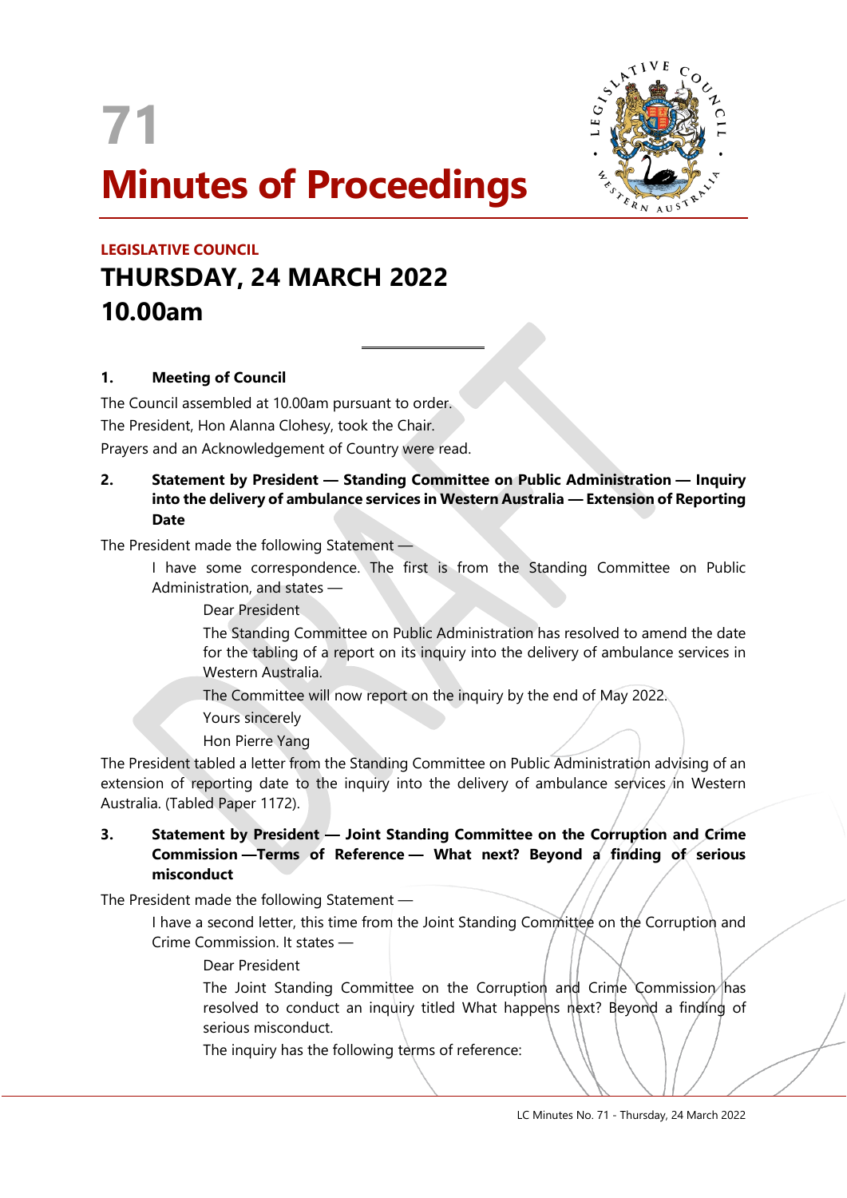# 71

# Minutes of Proceedings

**LEGISLATIVE COUNCIL**

## THURSDAY, 24 MARCH 2022
## 10.00am

---

### 1. Meeting of Council

The Council assembled at 10.00am pursuant to order.

The President, Hon Alanna Clohesy, took the Chair.

Prayers and an Acknowledgement of Country were read.

### 2. Statement by President — Standing Committee on Public Administration — Inquiry into the delivery of ambulance services in Western Australia — Extension of Reporting Date

The President made the following Statement —

> I have some correspondence. The first is from the Standing Committee on Public Administration, and states —
>
> > Dear President
> >
> > The Standing Committee on Public Administration has resolved to amend the date for the tabling of a report on its inquiry into the delivery of ambulance services in Western Australia.
> >
> > The Committee will now report on the inquiry by the end of May 2022.
> >
> > Yours sincerely
> >
> > Hon Pierre Yang

The President tabled a letter from the Standing Committee on Public Administration advising of an extension of reporting date to the inquiry into the delivery of ambulance services in Western Australia. (Tabled Paper 1172).

### 3. Statement by President — Joint Standing Committee on the Corruption and Crime Commission —Terms of Reference — What next? Beyond a finding of serious misconduct

The President made the following Statement —

> I have a second letter, this time from the Joint Standing Committee on the Corruption and Crime Commission. It states —
>
> > Dear President
> >
> > The Joint Standing Committee on the Corruption and Crime Commission has resolved to conduct an inquiry titled What happens next? Beyond a finding of serious misconduct.
> >
> > The inquiry has the following terms of reference: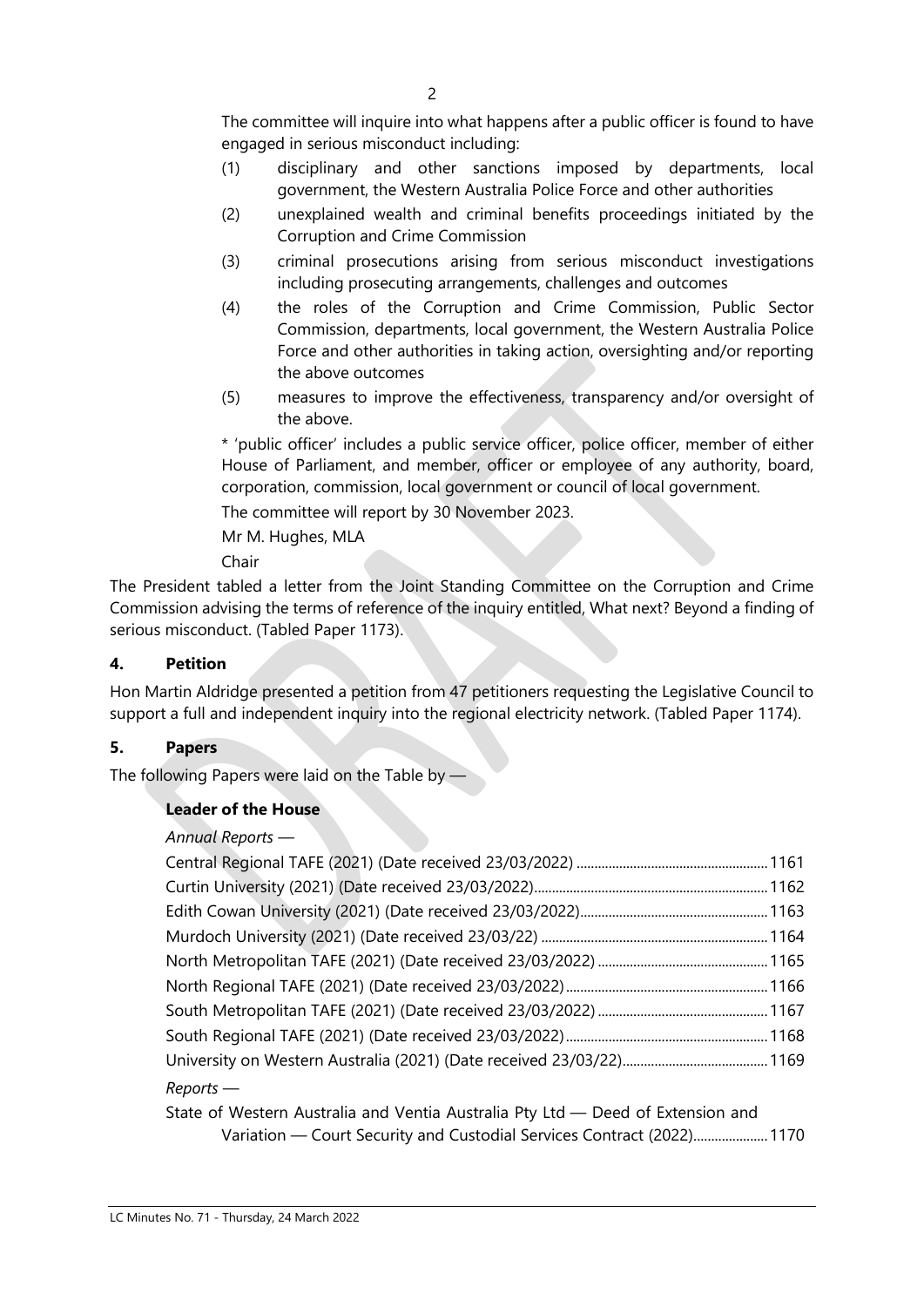The committee will inquire into what happens after a public officer is found to have engaged in serious misconduct including:

(1) disciplinary and other sanctions imposed by departments, local government, the Western Australia Police Force and other authorities

(2) unexplained wealth and criminal benefits proceedings initiated by the Corruption and Crime Commission

(3) criminal prosecutions arising from serious misconduct investigations including prosecuting arrangements, challenges and outcomes

(4) the roles of the Corruption and Crime Commission, Public Sector Commission, departments, local government, the Western Australia Police Force and other authorities in taking action, oversighting and/or reporting the above outcomes

(5) measures to improve the effectiveness, transparency and/or oversight of the above.

* 'public officer' includes a public service officer, police officer, member of either House of Parliament, and member, officer or employee of any authority, board, corporation, commission, local government or council of local government.

The committee will report by 30 November 2023.

Mr M. Hughes, MLA

Chair

The President tabled a letter from the Joint Standing Committee on the Corruption and Crime Commission advising the terms of reference of the inquiry entitled, What next? Beyond a finding of serious misconduct. (Tabled Paper 1173).

### 4. Petition

Hon Martin Aldridge presented a petition from 47 petitioners requesting the Legislative Council to support a full and independent inquiry into the regional electricity network. (Tabled Paper 1174).

### 5. Papers

The following Papers were laid on the Table by —

**Leader of the House**

*Annual Reports* —

Central Regional TAFE (2021) (Date received 23/03/2022) ....... 1161
Curtin University (2021) (Date received 23/03/2022) ....... 1162
Edith Cowan University (2021) (Date received 23/03/2022) ....... 1163
Murdoch University (2021) (Date received 23/03/22) ....... 1164
North Metropolitan TAFE (2021) (Date received 23/03/2022) ....... 1165
North Regional TAFE (2021) (Date received 23/03/2022) ....... 1166
South Metropolitan TAFE (2021) (Date received 23/03/2022) ....... 1167
South Regional TAFE (2021) (Date received 23/03/2022) ....... 1168
University on Western Australia (2021) (Date received 23/03/22) ....... 1169

*Reports* —

State of Western Australia and Ventia Australia Pty Ltd — Deed of Extension and Variation — Court Security and Custodial Services Contract (2022) ....... 1170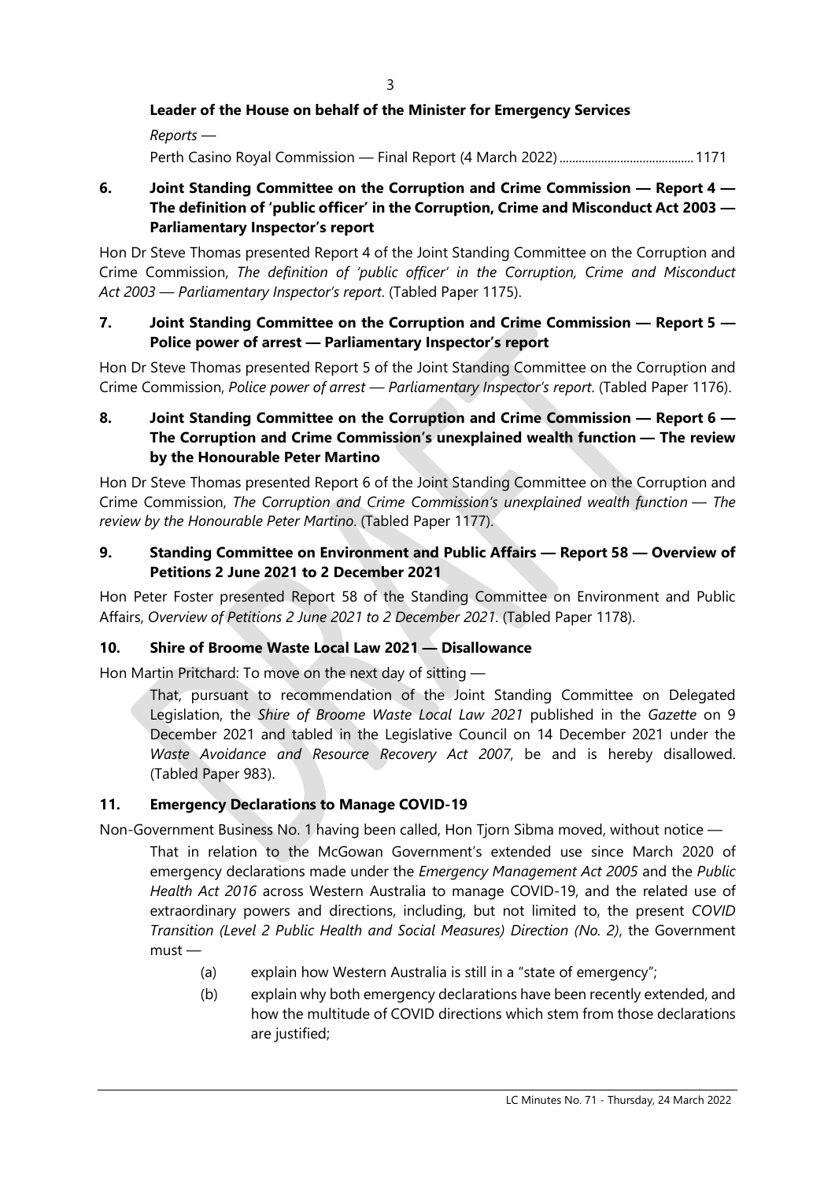**Leader of the House on behalf of the Minister for Emergency Services**

*Reports* —

Perth Casino Royal Commission — Final Report (4 March 2022) .......................................... 1171

### 6. Joint Standing Committee on the Corruption and Crime Commission — Report 4 — The definition of 'public officer' in the Corruption, Crime and Misconduct Act 2003 — Parliamentary Inspector's report

Hon Dr Steve Thomas presented Report 4 of the Joint Standing Committee on the Corruption and Crime Commission, *The definition of 'public officer' in the Corruption, Crime and Misconduct Act 2003 — Parliamentary Inspector's report*. (Tabled Paper 1175).

### 7. Joint Standing Committee on the Corruption and Crime Commission — Report 5 — Police power of arrest — Parliamentary Inspector's report

Hon Dr Steve Thomas presented Report 5 of the Joint Standing Committee on the Corruption and Crime Commission, *Police power of arrest — Parliamentary Inspector's report*. (Tabled Paper 1176).

### 8. Joint Standing Committee on the Corruption and Crime Commission — Report 6 — The Corruption and Crime Commission's unexplained wealth function — The review by the Honourable Peter Martino

Hon Dr Steve Thomas presented Report 6 of the Joint Standing Committee on the Corruption and Crime Commission, *The Corruption and Crime Commission's unexplained wealth function — The review by the Honourable Peter Martino*. (Tabled Paper 1177).

### 9. Standing Committee on Environment and Public Affairs — Report 58 — Overview of Petitions 2 June 2021 to 2 December 2021

Hon Peter Foster presented Report 58 of the Standing Committee on Environment and Public Affairs, *Overview of Petitions 2 June 2021 to 2 December 2021*. (Tabled Paper 1178).

### 10. Shire of Broome Waste Local Law 2021 — Disallowance

Hon Martin Pritchard: To move on the next day of sitting —

> That, pursuant to recommendation of the Joint Standing Committee on Delegated Legislation, the *Shire of Broome Waste Local Law 2021* published in the *Gazette* on 9 December 2021 and tabled in the Legislative Council on 14 December 2021 under the *Waste Avoidance and Resource Recovery Act 2007*, be and is hereby disallowed. (Tabled Paper 983).

### 11. Emergency Declarations to Manage COVID-19

Non-Government Business No. 1 having been called, Hon Tjorn Sibma moved, without notice —

> That in relation to the McGowan Government's extended use since March 2020 of emergency declarations made under the *Emergency Management Act 2005* and the *Public Health Act 2016* across Western Australia to manage COVID-19, and the related use of extraordinary powers and directions, including, but not limited to, the present *COVID Transition (Level 2 Public Health and Social Measures) Direction (No. 2)*, the Government must —
>
> (a) explain how Western Australia is still in a "state of emergency";
>
> (b) explain why both emergency declarations have been recently extended, and how the multitude of COVID directions which stem from those declarations are justified;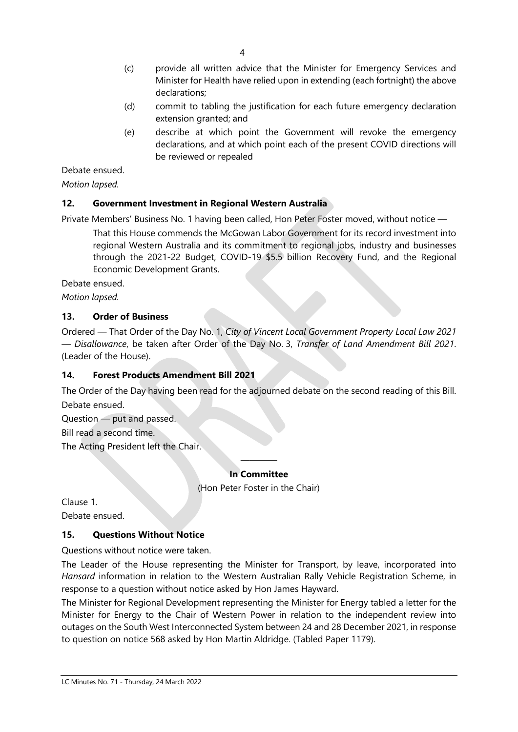(c) provide all written advice that the Minister for Emergency Services and Minister for Health have relied upon in extending (each fortnight) the above declarations;

(d) commit to tabling the justification for each future emergency declaration extension granted; and

(e) describe at which point the Government will revoke the emergency declarations, and at which point each of the present COVID directions will be reviewed or repealed

Debate ensued.

*Motion lapsed.*

## 12. Government Investment in Regional Western Australia

Private Members' Business No. 1 having been called, Hon Peter Foster moved, without notice —

> That this House commends the McGowan Labor Government for its record investment into regional Western Australia and its commitment to regional jobs, industry and businesses through the 2021-22 Budget, COVID-19 $5.5 billion Recovery Fund, and the Regional Economic Development Grants.

Debate ensued.

*Motion lapsed.*

## 13. Order of Business

Ordered — That Order of the Day No. 1, *City of Vincent Local Government Property Local Law 2021 — Disallowance*, be taken after Order of the Day No. 3, *Transfer of Land Amendment Bill 2021*. (Leader of the House).

## 14. Forest Products Amendment Bill 2021

The Order of the Day having been read for the adjourned debate on the second reading of this Bill.

Debate ensued.

Question — put and passed.

Bill read a second time.

The Acting President left the Chair.

---

**In Committee**

(Hon Peter Foster in the Chair)

Clause 1.

Debate ensued.

## 15. Questions Without Notice

Questions without notice were taken.

The Leader of the House representing the Minister for Transport, by leave, incorporated into *Hansard* information in relation to the Western Australian Rally Vehicle Registration Scheme, in response to a question without notice asked by Hon James Hayward.

The Minister for Regional Development representing the Minister for Energy tabled a letter for the Minister for Energy to the Chair of Western Power in relation to the independent review into outages on the South West Interconnected System between 24 and 28 December 2021, in response to question on notice 568 asked by Hon Martin Aldridge. (Tabled Paper 1179).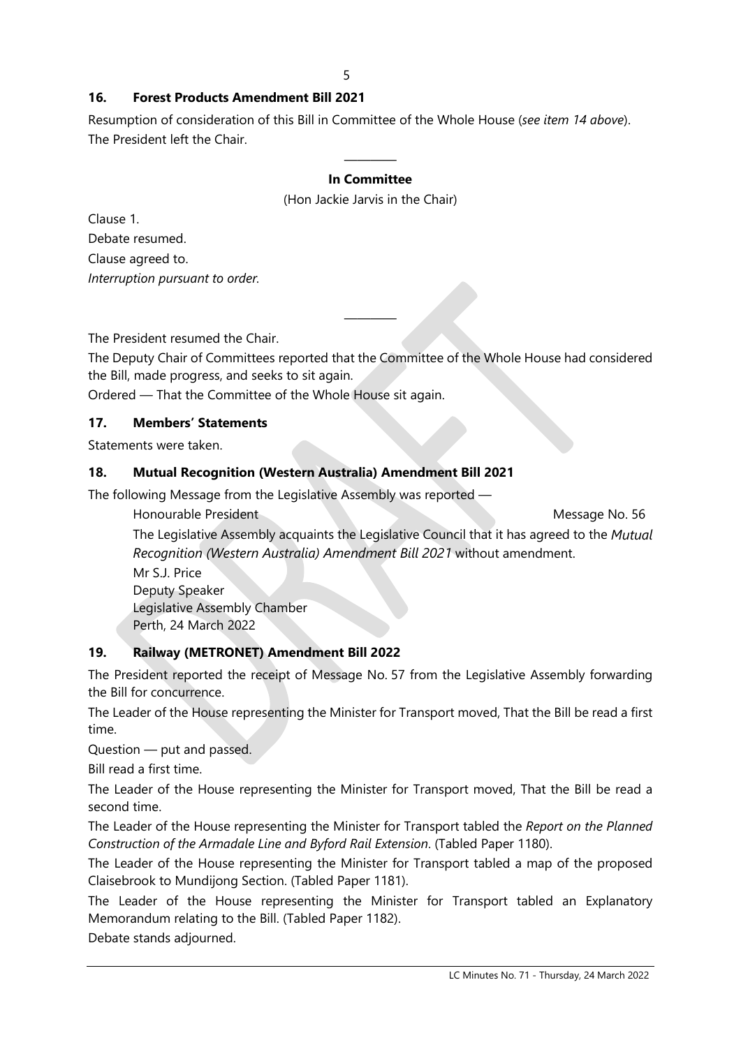## 16. Forest Products Amendment Bill 2021

Resumption of consideration of this Bill in Committee of the Whole House (*see item 14 above*).

The President left the Chair.

---

**In Committee**

(Hon Jackie Jarvis in the Chair)

Clause 1.

Debate resumed.

Clause agreed to.

*Interruption pursuant to order.*

---

The President resumed the Chair.

The Deputy Chair of Committees reported that the Committee of the Whole House had considered the Bill, made progress, and seeks to sit again.

Ordered — That the Committee of the Whole House sit again.

## 17. Members' Statements

Statements were taken.

## 18. Mutual Recognition (Western Australia) Amendment Bill 2021

The following Message from the Legislative Assembly was reported —

> Honourable President — Message No. 56
>
> The Legislative Assembly acquaints the Legislative Council that it has agreed to the *Mutual Recognition (Western Australia) Amendment Bill 2021* without amendment.
>
> Mr S.J. Price
> Deputy Speaker
> Legislative Assembly Chamber
> Perth, 24 March 2022

## 19. Railway (METRONET) Amendment Bill 2022

The President reported the receipt of Message No. 57 from the Legislative Assembly forwarding the Bill for concurrence.

The Leader of the House representing the Minister for Transport moved, That the Bill be read a first time.

Question — put and passed.

Bill read a first time.

The Leader of the House representing the Minister for Transport moved, That the Bill be read a second time.

The Leader of the House representing the Minister for Transport tabled the *Report on the Planned Construction of the Armadale Line and Byford Rail Extension*. (Tabled Paper 1180).

The Leader of the House representing the Minister for Transport tabled a map of the proposed Claisebrook to Mundijong Section. (Tabled Paper 1181).

The Leader of the House representing the Minister for Transport tabled an Explanatory Memorandum relating to the Bill. (Tabled Paper 1182).

Debate stands adjourned.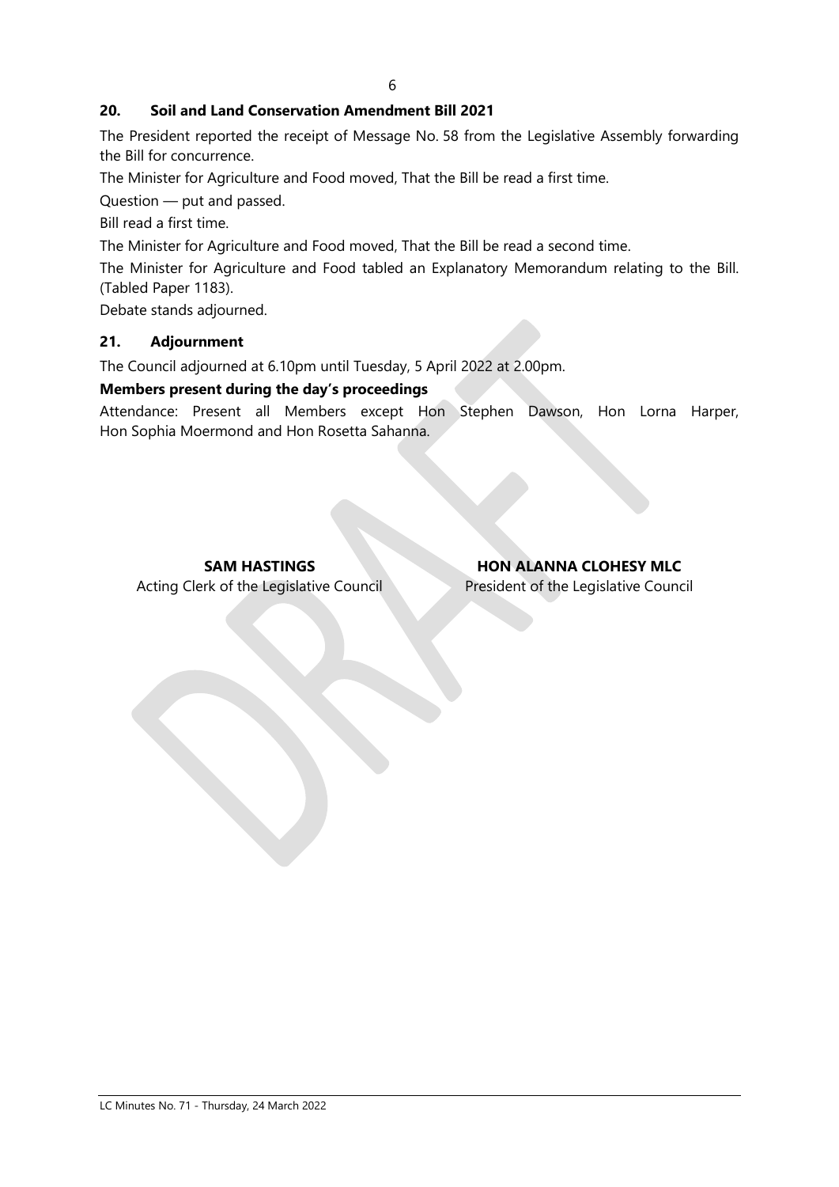## 20. Soil and Land Conservation Amendment Bill 2021

The President reported the receipt of Message No. 58 from the Legislative Assembly forwarding the Bill for concurrence.

The Minister for Agriculture and Food moved, That the Bill be read a first time.

Question — put and passed.

Bill read a first time.

The Minister for Agriculture and Food moved, That the Bill be read a second time.

The Minister for Agriculture and Food tabled an Explanatory Memorandum relating to the Bill. (Tabled Paper 1183).

Debate stands adjourned.

## 21. Adjournment

The Council adjourned at 6.10pm until Tuesday, 5 April 2022 at 2.00pm.

**Members present during the day's proceedings**

Attendance: Present all Members except Hon Stephen Dawson, Hon Lorna Harper, Hon Sophia Moermond and Hon Rosetta Sahanna.

**SAM HASTINGS**
Acting Clerk of the Legislative Council

**HON ALANNA CLOHESY MLC**
President of the Legislative Council